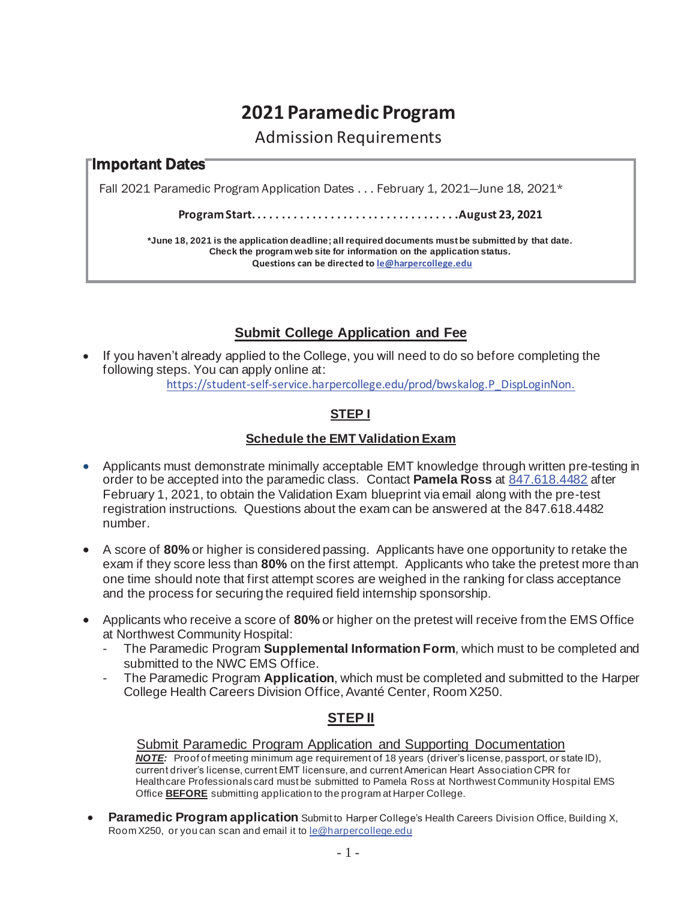# 2021 Paramedic Program

## Admission Requirements

### Important Dates

Fall 2021 Paramedic Program Application Dates . . . February 1, 2021—June 18, 2021*

**Program Start. . . . . . . . . . . . . . . . . . . . . . . . . . . . . . . . . .August 23, 2021**

***June 18, 2021 is the application deadline; all required documents must be submitted by that date.**
**Check the program web site for information on the application status.**
**Questions can be directed to le@harpercollege.edu**

### Submit College Application and Fee

- If you haven't already applied to the College, you will need to do so before completing the following steps. You can apply online at:
  https://student-self-service.harpercollege.edu/prod/bwskalog.P_DispLoginNon.

### STEP I

### Schedule the EMT Validation Exam

- Applicants must demonstrate minimally acceptable EMT knowledge through written pre-testing in order to be accepted into the paramedic class. Contact **Pamela Ross** at 847.618.4482 after February 1, 2021, to obtain the Validation Exam blueprint via email along with the pre-test registration instructions. Questions about the exam can be answered at the 847.618.4482 number.

- A score of **80%** or higher is considered passing. Applicants have one opportunity to retake the exam if they score less than **80%** on the first attempt. Applicants who take the pretest more than one time should note that first attempt scores are weighed in the ranking for class acceptance and the process for securing the required field internship sponsorship.

- Applicants who receive a score of **80%** or higher on the pretest will receive from the EMS Office at Northwest Community Hospital:
  - The Paramedic Program **Supplemental Information Form**, which must to be completed and submitted to the NWC EMS Office.
  - The Paramedic Program **Application**, which must be completed and submitted to the Harper College Health Careers Division Office, Avanté Center, Room X250.

### STEP II

### Submit Paramedic Program Application and Supporting Documentation

***NOTE:*** Proof of meeting minimum age requirement of 18 years (driver's license, passport, or state ID), current driver's license, current EMT licensure, and current American Heart Association CPR for Healthcare Professionals card must be submitted to Pamela Ross at Northwest Community Hospital EMS Office **BEFORE** submitting application to the program at Harper College.

- **Paramedic Program application** Submit to Harper College's Health Careers Division Office, Building X, Room X250, or you can scan and email it to le@harpercollege.edu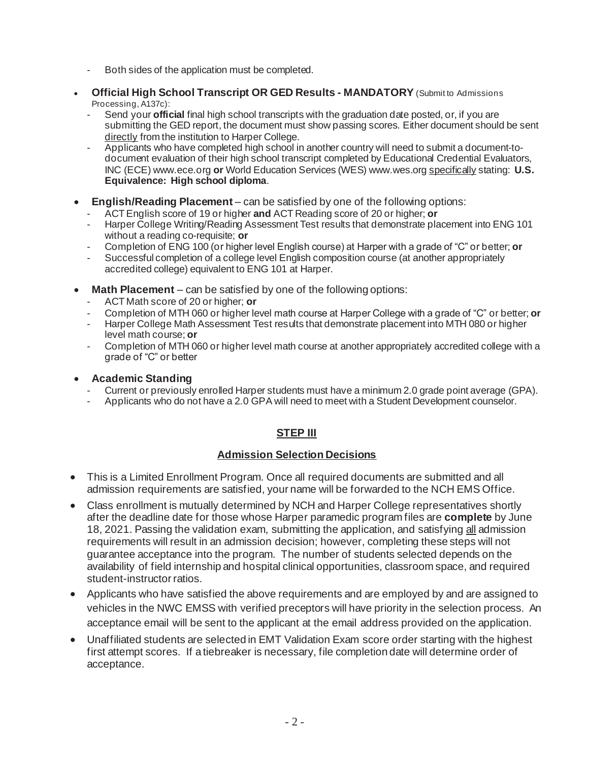- Both sides of the application must be completed.

- **Official High School Transcript OR GED Results - MANDATORY** (Submit to Admissions Processing, A137c):
  - Send your **official** final high school transcripts with the graduation date posted, or, if you are submitting the GED report, the document must show passing scores. Either document should be sent directly from the institution to Harper College.
  - Applicants who have completed high school in another country will need to submit a document-to-document evaluation of their high school transcript completed by Educational Credential Evaluators, INC (ECE) www.ece.org **or** World Education Services (WES) www.wes.org specifically stating: **U.S. Equivalence: High school diploma**.

- **English/Reading Placement** – can be satisfied by one of the following options:
  - ACT English score of 19 or higher **and** ACT Reading score of 20 or higher; **or**
  - Harper College Writing/Reading Assessment Test results that demonstrate placement into ENG 101 without a reading co-requisite; **or**
  - Completion of ENG 100 (or higher level English course) at Harper with a grade of "C" or better; **or**
  - Successful completion of a college level English composition course (at another appropriately accredited college) equivalent to ENG 101 at Harper.

- **Math Placement** – can be satisfied by one of the following options:
  - ACT Math score of 20 or higher; **or**
  - Completion of MTH 060 or higher level math course at Harper College with a grade of "C" or better; **or**
  - Harper College Math Assessment Test results that demonstrate placement into MTH 080 or higher level math course; **or**
  - Completion of MTH 060 or higher level math course at another appropriately accredited college with a grade of "C" or better

- **Academic Standing**
  - Current or previously enrolled Harper students must have a minimum 2.0 grade point average (GPA).
  - Applicants who do not have a 2.0 GPA will need to meet with a Student Development counselor.

## STEP III

### Admission Selection Decisions

- This is a Limited Enrollment Program. Once all required documents are submitted and all admission requirements are satisfied, your name will be forwarded to the NCH EMS Office.
- Class enrollment is mutually determined by NCH and Harper College representatives shortly after the deadline date for those whose Harper paramedic program files are **complete** by June 18, 2021. Passing the validation exam, submitting the application, and satisfying all admission requirements will result in an admission decision; however, completing these steps will not guarantee acceptance into the program. The number of students selected depends on the availability of field internship and hospital clinical opportunities, classroom space, and required student-instructor ratios.
- Applicants who have satisfied the above requirements and are employed by and are assigned to vehicles in the NWC EMSS with verified preceptors will have priority in the selection process. An acceptance email will be sent to the applicant at the email address provided on the application.
- Unaffiliated students are selected in EMT Validation Exam score order starting with the highest first attempt scores. If a tiebreaker is necessary, file completion date will determine order of acceptance.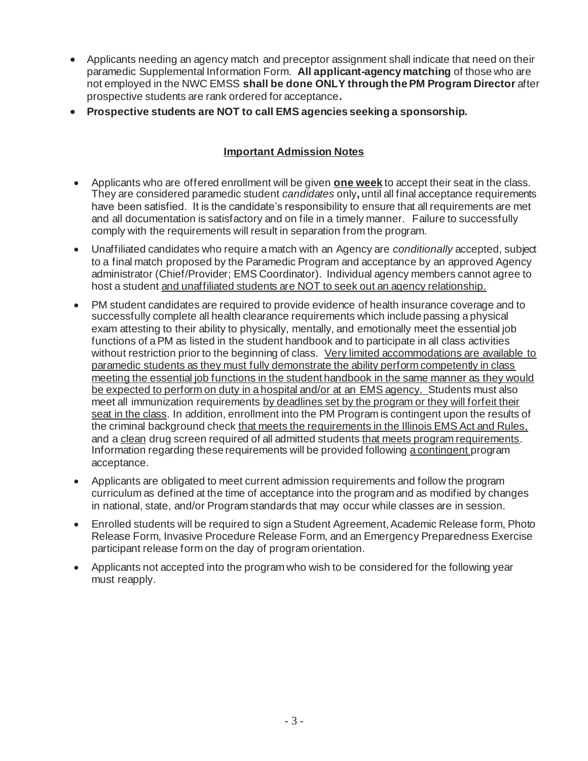- Applicants needing an agency match and preceptor assignment shall indicate that need on their paramedic Supplemental Information Form. **All applicant-agency matching** of those who are not employed in the NWC EMSS **shall be done ONLY through the PM Program Director** after prospective students are rank ordered for acceptance**.**
- **Prospective students are NOT to call EMS agencies seeking a sponsorship.**

## Important Admission Notes

- Applicants who are offered enrollment will be given **one week** to accept their seat in the class. They are considered paramedic student *candidates* only**,** until all final acceptance requirements have been satisfied. It is the candidate's responsibility to ensure that all requirements are met and all documentation is satisfactory and on file in a timely manner. Failure to successfully comply with the requirements will result in separation from the program.
- Unaffiliated candidates who require a match with an Agency are *conditionally* accepted, subject to a final match proposed by the Paramedic Program and acceptance by an approved Agency administrator (Chief/Provider; EMS Coordinator). Individual agency members cannot agree to host a student and unaffiliated students are NOT to seek out an agency relationship.
- PM student candidates are required to provide evidence of health insurance coverage and to successfully complete all health clearance requirements which include passing a physical exam attesting to their ability to physically, mentally, and emotionally meet the essential job functions of a PM as listed in the student handbook and to participate in all class activities without restriction prior to the beginning of class. Very limited accommodations are available to paramedic students as they must fully demonstrate the ability perform competently in class meeting the essential job functions in the student handbook in the same manner as they would be expected to perform on duty in a hospital and/or at an EMS agency. Students must also meet all immunization requirements by deadlines set by the program or they will forfeit their seat in the class. In addition, enrollment into the PM Program is contingent upon the results of the criminal background check that meets the requirements in the Illinois EMS Act and Rules, and a clean drug screen required of all admitted students that meets program requirements. Information regarding these requirements will be provided following a contingent program acceptance.
- Applicants are obligated to meet current admission requirements and follow the program curriculum as defined at the time of acceptance into the program and as modified by changes in national, state, and/or Program standards that may occur while classes are in session.
- Enrolled students will be required to sign a Student Agreement, Academic Release form, Photo Release Form, Invasive Procedure Release Form, and an Emergency Preparedness Exercise participant release form on the day of program orientation.
- Applicants not accepted into the program who wish to be considered for the following year must reapply.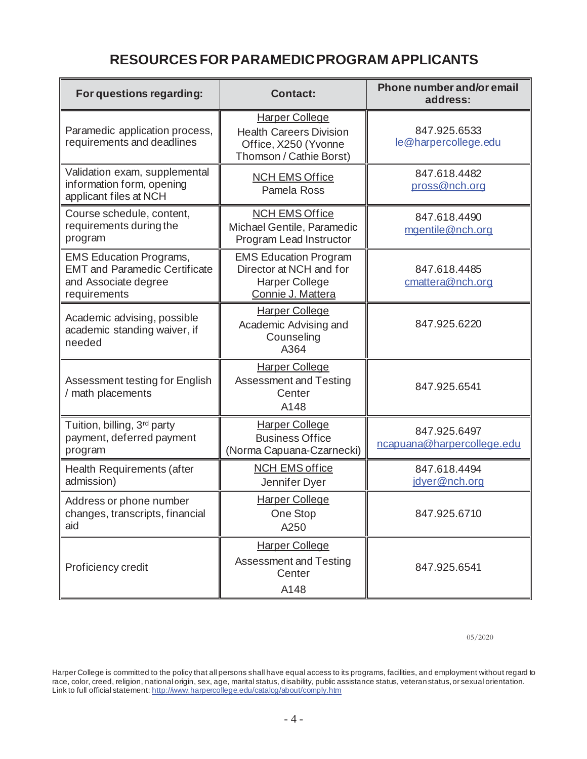# RESOURCES FOR PARAMEDIC PROGRAM APPLICANTS

| For questions regarding: | Contact: | Phone number and/or email address: |
|---|---|---|
| Paramedic application process, requirements and deadlines | Harper College<br>Health Careers Division Office, X250 (Yvonne Thomson / Cathie Borst) | 847.925.6533<br>le@harpercollege.edu |
| Validation exam, supplemental information form, opening applicant files at NCH | NCH EMS Office<br>Pamela Ross | 847.618.4482<br>pross@nch.org |
| Course schedule, content, requirements during the program | NCH EMS Office<br>Michael Gentile, Paramedic Program Lead Instructor | 847.618.4490<br>mgentile@nch.org |
| EMS Education Programs, EMT and Paramedic Certificate and Associate degree requirements | EMS Education Program Director at NCH and for Harper College<br>Connie J. Mattera | 847.618.4485<br>cmattera@nch.org |
| Academic advising, possible academic standing waiver, if needed | Harper College<br>Academic Advising and Counseling<br>A364 | 847.925.6220 |
| Assessment testing for English / math placements | Harper College<br>Assessment and Testing Center<br>A148 | 847.925.6541 |
| Tuition, billing, 3rd party payment, deferred payment program | Harper College<br>Business Office<br>(Norma Capuana-Czarnecki) | 847.925.6497<br>ncapuana@harpercollege.edu |
| Health Requirements (after admission) | NCH EMS office<br>Jennifer Dyer | 847.618.4494<br>jdyer@nch.org |
| Address or phone number changes, transcripts, financial aid | Harper College<br>One Stop<br>A250 | 847.925.6710 |
| Proficiency credit | Harper College<br>Assessment and Testing Center<br>A148 | 847.925.6541 |

05/2020

Harper College is committed to the policy that all persons shall have equal access to its programs, facilities, and employment without regard to race, color, creed, religion, national origin, sex, age, marital status, disability, public assistance status, veteran status, or sexual orientation. Link to full official statement: http://www.harpercollege.edu/catalog/about/comply.htm